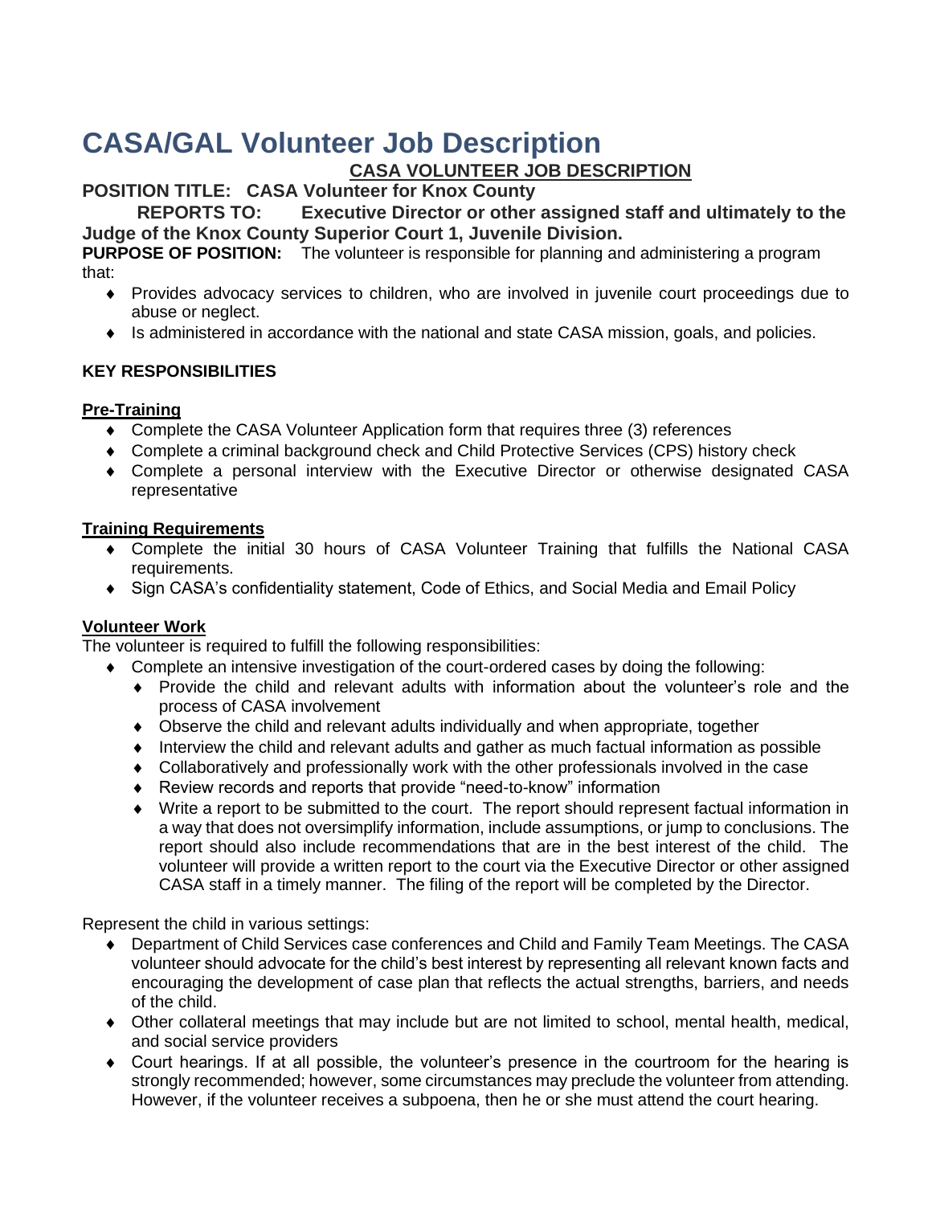# CASA/GAL Volunteer Job Description

**<u>CASA VOLUNTEER JOB DESCRIPTION</u>**

**POSITION TITLE: CASA Volunteer for Knox County**

**REPORTS TO: Executive Director or other assigned staff and ultimately to the Judge of the Knox County Superior Court 1, Juvenile Division.**

**PURPOSE OF POSITION:** The volunteer is responsible for planning and administering a program that:

- Provides advocacy services to children, who are involved in juvenile court proceedings due to abuse or neglect.
- Is administered in accordance with the national and state CASA mission, goals, and policies.

**KEY RESPONSIBILITIES**

**<u>Pre-Training</u>**

- Complete the CASA Volunteer Application form that requires three (3) references
- Complete a criminal background check and Child Protective Services (CPS) history check
- Complete a personal interview with the Executive Director or otherwise designated CASA representative

**<u>Training Requirements</u>**

- Complete the initial 30 hours of CASA Volunteer Training that fulfills the National CASA requirements.
- Sign CASA's confidentiality statement, Code of Ethics, and Social Media and Email Policy

**<u>Volunteer Work</u>**

The volunteer is required to fulfill the following responsibilities:

- Complete an intensive investigation of the court-ordered cases by doing the following:
  - Provide the child and relevant adults with information about the volunteer's role and the process of CASA involvement
  - Observe the child and relevant adults individually and when appropriate, together
  - Interview the child and relevant adults and gather as much factual information as possible
  - Collaboratively and professionally work with the other professionals involved in the case
  - Review records and reports that provide "need-to-know" information
  - Write a report to be submitted to the court. The report should represent factual information in a way that does not oversimplify information, include assumptions, or jump to conclusions. The report should also include recommendations that are in the best interest of the child. The volunteer will provide a written report to the court via the Executive Director or other assigned CASA staff in a timely manner. The filing of the report will be completed by the Director.

Represent the child in various settings:

- Department of Child Services case conferences and Child and Family Team Meetings. The CASA volunteer should advocate for the child's best interest by representing all relevant known facts and encouraging the development of case plan that reflects the actual strengths, barriers, and needs of the child.
- Other collateral meetings that may include but are not limited to school, mental health, medical, and social service providers
- Court hearings. If at all possible, the volunteer's presence in the courtroom for the hearing is strongly recommended; however, some circumstances may preclude the volunteer from attending. However, if the volunteer receives a subpoena, then he or she must attend the court hearing.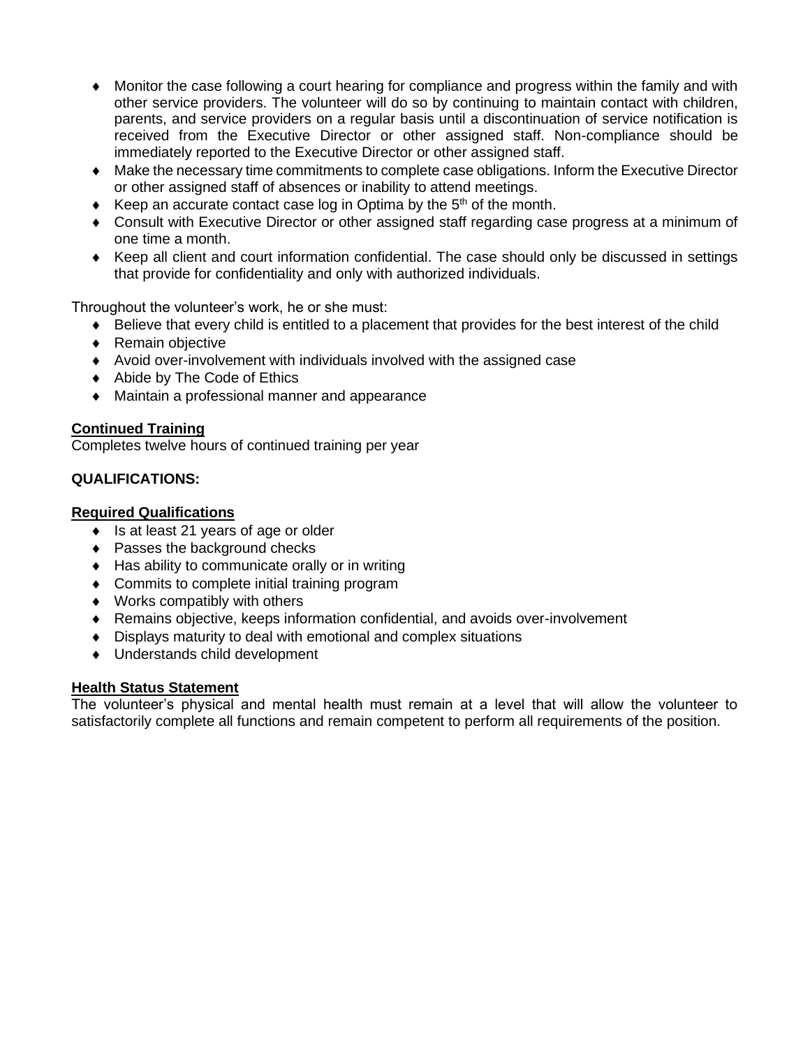- Monitor the case following a court hearing for compliance and progress within the family and with other service providers. The volunteer will do so by continuing to maintain contact with children, parents, and service providers on a regular basis until a discontinuation of service notification is received from the Executive Director or other assigned staff. Non-compliance should be immediately reported to the Executive Director or other assigned staff.
- Make the necessary time commitments to complete case obligations. Inform the Executive Director or other assigned staff of absences or inability to attend meetings.
- Keep an accurate contact case log in Optima by the 5th of the month.
- Consult with Executive Director or other assigned staff regarding case progress at a minimum of one time a month.
- Keep all client and court information confidential. The case should only be discussed in settings that provide for confidentiality and only with authorized individuals.

Throughout the volunteer's work, he or she must:

- Believe that every child is entitled to a placement that provides for the best interest of the child
- Remain objective
- Avoid over-involvement with individuals involved with the assigned case
- Abide by The Code of Ethics
- Maintain a professional manner and appearance

**Continued Training**

Completes twelve hours of continued training per year

**QUALIFICATIONS:**

**Required Qualifications**

- Is at least 21 years of age or older
- Passes the background checks
- Has ability to communicate orally or in writing
- Commits to complete initial training program
- Works compatibly with others
- Remains objective, keeps information confidential, and avoids over-involvement
- Displays maturity to deal with emotional and complex situations
- Understands child development

**Health Status Statement**

The volunteer's physical and mental health must remain at a level that will allow the volunteer to satisfactorily complete all functions and remain competent to perform all requirements of the position.